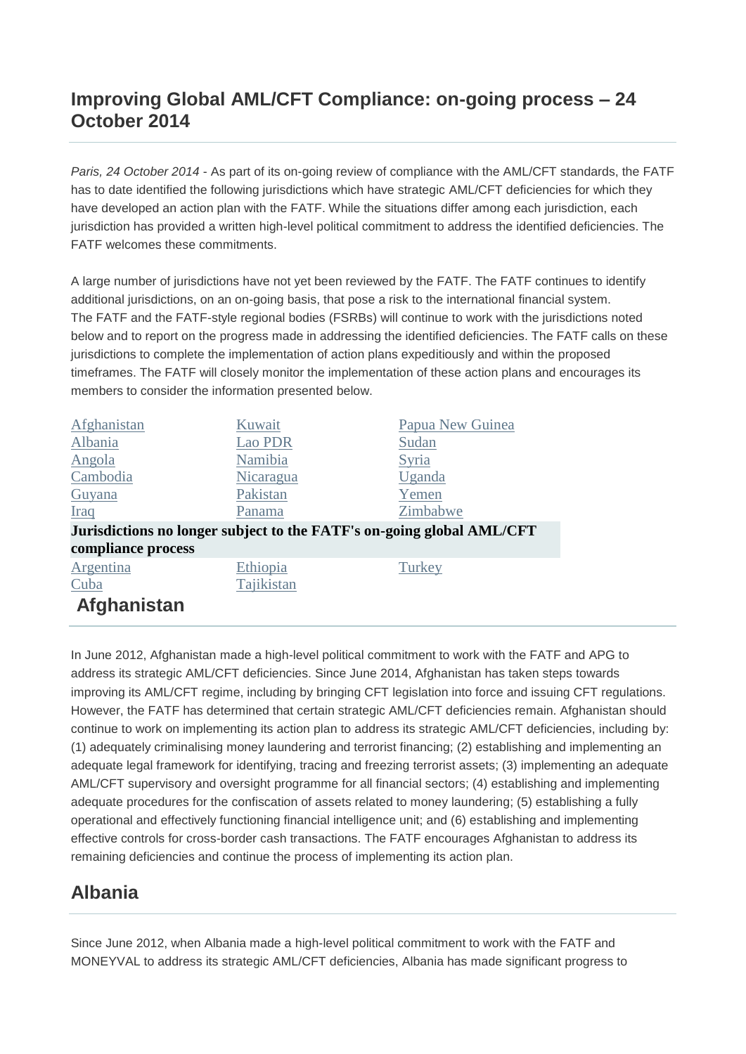# Improving Global AML/CFT Compliance: on-going process – 24 October 2014

*Paris, 24 October 2014* - As part of its on-going review of compliance with the AML/CFT standards, the FATF has to date identified the following jurisdictions which have strategic AML/CFT deficiencies for which they have developed an action plan with the FATF. While the situations differ among each jurisdiction, each jurisdiction has provided a written high-level political commitment to address the identified deficiencies. The FATF welcomes these commitments.

A large number of jurisdictions have not yet been reviewed by the FATF. The FATF continues to identify additional jurisdictions, on an on-going basis, that pose a risk to the international financial system. The FATF and the FATF-style regional bodies (FSRBs) will continue to work with the jurisdictions noted below and to report on the progress made in addressing the identified deficiencies. The FATF calls on these jurisdictions to complete the implementation of action plans expeditiously and within the proposed timeframes. The FATF will closely monitor the implementation of these action plans and encourages its members to consider the information presented below.

| | | |
|---|---|---|
| Afghanistan | Kuwait | Papua New Guinea |
| Albania | Lao PDR | Sudan |
| Angola | Namibia | Syria |
| Cambodia | Nicaragua | Uganda |
| Guyana | Pakistan | Yemen |
| Iraq | Panama | Zimbabwe |
| **Jurisdictions no longer subject to the FATF's on-going global AML/CFT compliance process** | | |
| Argentina | Ethiopia | Turkey |
| Cuba | Tajikistan | |

## Afghanistan

In June 2012, Afghanistan made a high-level political commitment to work with the FATF and APG to address its strategic AML/CFT deficiencies. Since June 2014, Afghanistan has taken steps towards improving its AML/CFT regime, including by bringing CFT legislation into force and issuing CFT regulations. However, the FATF has determined that certain strategic AML/CFT deficiencies remain. Afghanistan should continue to work on implementing its action plan to address its strategic AML/CFT deficiencies, including by: (1) adequately criminalising money laundering and terrorist financing; (2) establishing and implementing an adequate legal framework for identifying, tracing and freezing terrorist assets; (3) implementing an adequate AML/CFT supervisory and oversight programme for all financial sectors; (4) establishing and implementing adequate procedures for the confiscation of assets related to money laundering; (5) establishing a fully operational and effectively functioning financial intelligence unit; and (6) establishing and implementing effective controls for cross-border cash transactions. The FATF encourages Afghanistan to address its remaining deficiencies and continue the process of implementing its action plan.

## Albania

Since June 2012, when Albania made a high-level political commitment to work with the FATF and MONEYVAL to address its strategic AML/CFT deficiencies, Albania has made significant progress to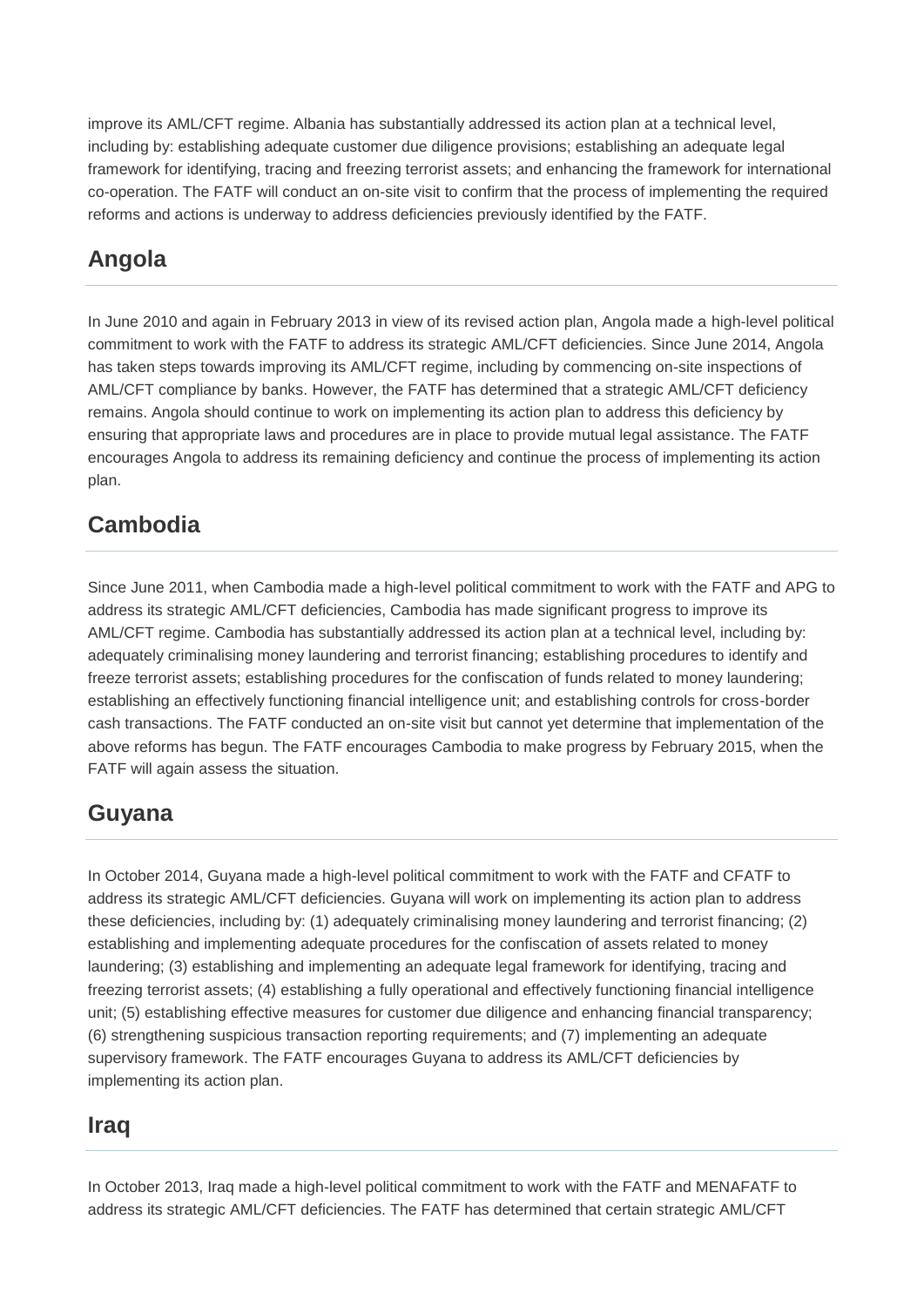improve its AML/CFT regime. Albania has substantially addressed its action plan at a technical level, including by: establishing adequate customer due diligence provisions; establishing an adequate legal framework for identifying, tracing and freezing terrorist assets; and enhancing the framework for international co-operation. The FATF will conduct an on-site visit to confirm that the process of implementing the required reforms and actions is underway to address deficiencies previously identified by the FATF.

## Angola

In June 2010 and again in February 2013 in view of its revised action plan, Angola made a high-level political commitment to work with the FATF to address its strategic AML/CFT deficiencies. Since June 2014, Angola has taken steps towards improving its AML/CFT regime, including by commencing on-site inspections of AML/CFT compliance by banks. However, the FATF has determined that a strategic AML/CFT deficiency remains. Angola should continue to work on implementing its action plan to address this deficiency by ensuring that appropriate laws and procedures are in place to provide mutual legal assistance. The FATF encourages Angola to address its remaining deficiency and continue the process of implementing its action plan.

## Cambodia

Since June 2011, when Cambodia made a high-level political commitment to work with the FATF and APG to address its strategic AML/CFT deficiencies, Cambodia has made significant progress to improve its AML/CFT regime. Cambodia has substantially addressed its action plan at a technical level, including by: adequately criminalising money laundering and terrorist financing; establishing procedures to identify and freeze terrorist assets; establishing procedures for the confiscation of funds related to money laundering; establishing an effectively functioning financial intelligence unit; and establishing controls for cross-border cash transactions. The FATF conducted an on-site visit but cannot yet determine that implementation of the above reforms has begun. The FATF encourages Cambodia to make progress by February 2015, when the FATF will again assess the situation.

## Guyana

In October 2014, Guyana made a high-level political commitment to work with the FATF and CFATF to address its strategic AML/CFT deficiencies. Guyana will work on implementing its action plan to address these deficiencies, including by: (1) adequately criminalising money laundering and terrorist financing; (2) establishing and implementing adequate procedures for the confiscation of assets related to money laundering; (3) establishing and implementing an adequate legal framework for identifying, tracing and freezing terrorist assets; (4) establishing a fully operational and effectively functioning financial intelligence unit; (5) establishing effective measures for customer due diligence and enhancing financial transparency; (6) strengthening suspicious transaction reporting requirements; and (7) implementing an adequate supervisory framework. The FATF encourages Guyana to address its AML/CFT deficiencies by implementing its action plan.

## Iraq

In October 2013, Iraq made a high-level political commitment to work with the FATF and MENAFATF to address its strategic AML/CFT deficiencies. The FATF has determined that certain strategic AML/CFT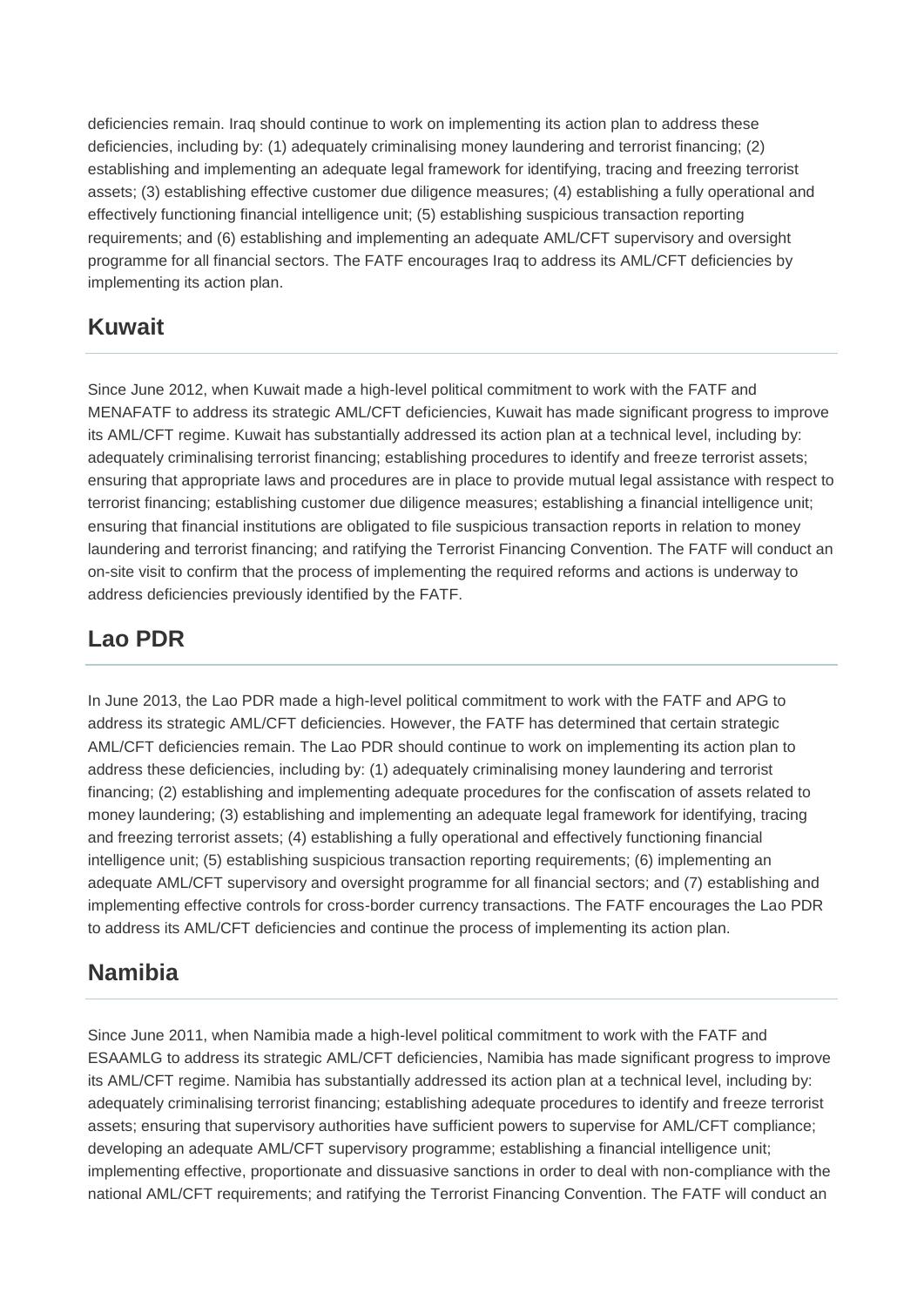deficiencies remain. Iraq should continue to work on implementing its action plan to address these deficiencies, including by: (1) adequately criminalising money laundering and terrorist financing; (2) establishing and implementing an adequate legal framework for identifying, tracing and freezing terrorist assets; (3) establishing effective customer due diligence measures; (4) establishing a fully operational and effectively functioning financial intelligence unit; (5) establishing suspicious transaction reporting requirements; and (6) establishing and implementing an adequate AML/CFT supervisory and oversight programme for all financial sectors. The FATF encourages Iraq to address its AML/CFT deficiencies by implementing its action plan.

## Kuwait

Since June 2012, when Kuwait made a high-level political commitment to work with the FATF and MENAFATF to address its strategic AML/CFT deficiencies, Kuwait has made significant progress to improve its AML/CFT regime. Kuwait has substantially addressed its action plan at a technical level, including by: adequately criminalising terrorist financing; establishing procedures to identify and freeze terrorist assets; ensuring that appropriate laws and procedures are in place to provide mutual legal assistance with respect to terrorist financing; establishing customer due diligence measures; establishing a financial intelligence unit; ensuring that financial institutions are obligated to file suspicious transaction reports in relation to money laundering and terrorist financing; and ratifying the Terrorist Financing Convention. The FATF will conduct an on-site visit to confirm that the process of implementing the required reforms and actions is underway to address deficiencies previously identified by the FATF.

## Lao PDR

In June 2013, the Lao PDR made a high-level political commitment to work with the FATF and APG to address its strategic AML/CFT deficiencies. However, the FATF has determined that certain strategic AML/CFT deficiencies remain. The Lao PDR should continue to work on implementing its action plan to address these deficiencies, including by: (1) adequately criminalising money laundering and terrorist financing; (2) establishing and implementing adequate procedures for the confiscation of assets related to money laundering; (3) establishing and implementing an adequate legal framework for identifying, tracing and freezing terrorist assets; (4) establishing a fully operational and effectively functioning financial intelligence unit; (5) establishing suspicious transaction reporting requirements; (6) implementing an adequate AML/CFT supervisory and oversight programme for all financial sectors; and (7) establishing and implementing effective controls for cross-border currency transactions. The FATF encourages the Lao PDR to address its AML/CFT deficiencies and continue the process of implementing its action plan.

## Namibia

Since June 2011, when Namibia made a high-level political commitment to work with the FATF and ESAAMLG to address its strategic AML/CFT deficiencies, Namibia has made significant progress to improve its AML/CFT regime. Namibia has substantially addressed its action plan at a technical level, including by: adequately criminalising terrorist financing; establishing adequate procedures to identify and freeze terrorist assets; ensuring that supervisory authorities have sufficient powers to supervise for AML/CFT compliance; developing an adequate AML/CFT supervisory programme; establishing a financial intelligence unit; implementing effective, proportionate and dissuasive sanctions in order to deal with non-compliance with the national AML/CFT requirements; and ratifying the Terrorist Financing Convention. The FATF will conduct an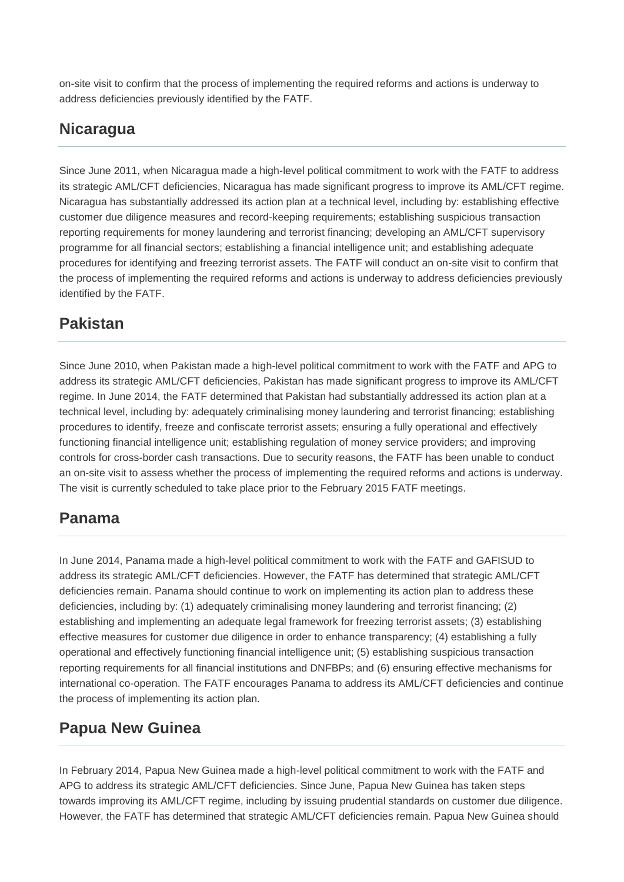on-site visit to confirm that the process of implementing the required reforms and actions is underway to address deficiencies previously identified by the FATF.

## Nicaragua

Since June 2011, when Nicaragua made a high-level political commitment to work with the FATF to address its strategic AML/CFT deficiencies, Nicaragua has made significant progress to improve its AML/CFT regime. Nicaragua has substantially addressed its action plan at a technical level, including by: establishing effective customer due diligence measures and record-keeping requirements; establishing suspicious transaction reporting requirements for money laundering and terrorist financing; developing an AML/CFT supervisory programme for all financial sectors; establishing a financial intelligence unit; and establishing adequate procedures for identifying and freezing terrorist assets. The FATF will conduct an on-site visit to confirm that the process of implementing the required reforms and actions is underway to address deficiencies previously identified by the FATF.

## Pakistan

Since June 2010, when Pakistan made a high-level political commitment to work with the FATF and APG to address its strategic AML/CFT deficiencies, Pakistan has made significant progress to improve its AML/CFT regime. In June 2014, the FATF determined that Pakistan had substantially addressed its action plan at a technical level, including by: adequately criminalising money laundering and terrorist financing; establishing procedures to identify, freeze and confiscate terrorist assets; ensuring a fully operational and effectively functioning financial intelligence unit; establishing regulation of money service providers; and improving controls for cross-border cash transactions. Due to security reasons, the FATF has been unable to conduct an on-site visit to assess whether the process of implementing the required reforms and actions is underway. The visit is currently scheduled to take place prior to the February 2015 FATF meetings.

## Panama

In June 2014, Panama made a high-level political commitment to work with the FATF and GAFISUD to address its strategic AML/CFT deficiencies. However, the FATF has determined that strategic AML/CFT deficiencies remain. Panama should continue to work on implementing its action plan to address these deficiencies, including by: (1) adequately criminalising money laundering and terrorist financing; (2) establishing and implementing an adequate legal framework for freezing terrorist assets; (3) establishing effective measures for customer due diligence in order to enhance transparency; (4) establishing a fully operational and effectively functioning financial intelligence unit; (5) establishing suspicious transaction reporting requirements for all financial institutions and DNFBPs; and (6) ensuring effective mechanisms for international co-operation. The FATF encourages Panama to address its AML/CFT deficiencies and continue the process of implementing its action plan.

## Papua New Guinea

In February 2014, Papua New Guinea made a high-level political commitment to work with the FATF and APG to address its strategic AML/CFT deficiencies. Since June, Papua New Guinea has taken steps towards improving its AML/CFT regime, including by issuing prudential standards on customer due diligence. However, the FATF has determined that strategic AML/CFT deficiencies remain. Papua New Guinea should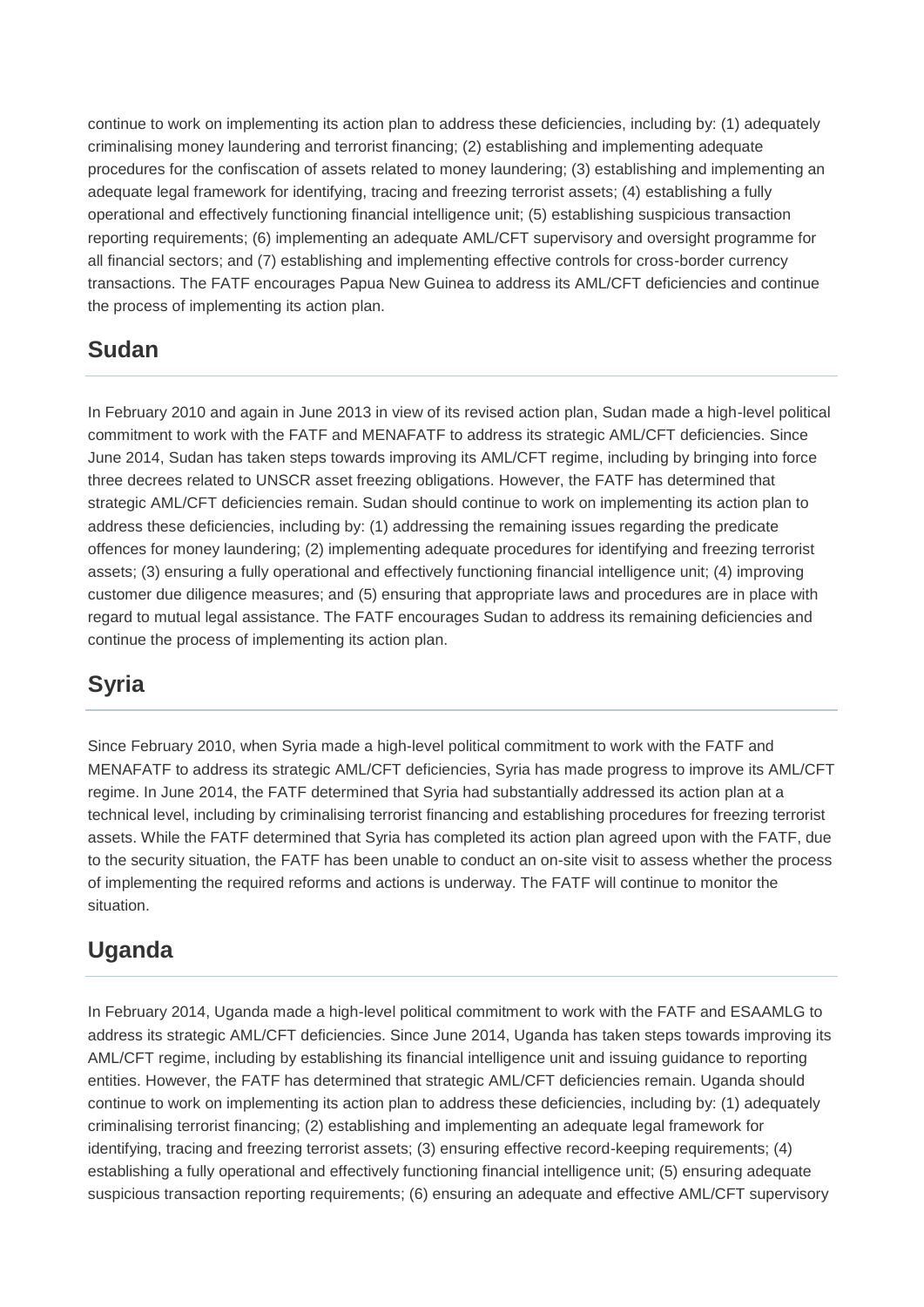continue to work on implementing its action plan to address these deficiencies, including by: (1) adequately criminalising money laundering and terrorist financing; (2) establishing and implementing adequate procedures for the confiscation of assets related to money laundering; (3) establishing and implementing an adequate legal framework for identifying, tracing and freezing terrorist assets; (4) establishing a fully operational and effectively functioning financial intelligence unit; (5) establishing suspicious transaction reporting requirements; (6) implementing an adequate AML/CFT supervisory and oversight programme for all financial sectors; and (7) establishing and implementing effective controls for cross-border currency transactions. The FATF encourages Papua New Guinea to address its AML/CFT deficiencies and continue the process of implementing its action plan.

## Sudan

In February 2010 and again in June 2013 in view of its revised action plan, Sudan made a high-level political commitment to work with the FATF and MENAFATF to address its strategic AML/CFT deficiencies. Since June 2014, Sudan has taken steps towards improving its AML/CFT regime, including by bringing into force three decrees related to UNSCR asset freezing obligations. However, the FATF has determined that strategic AML/CFT deficiencies remain. Sudan should continue to work on implementing its action plan to address these deficiencies, including by: (1) addressing the remaining issues regarding the predicate offences for money laundering; (2) implementing adequate procedures for identifying and freezing terrorist assets; (3) ensuring a fully operational and effectively functioning financial intelligence unit; (4) improving customer due diligence measures; and (5) ensuring that appropriate laws and procedures are in place with regard to mutual legal assistance. The FATF encourages Sudan to address its remaining deficiencies and continue the process of implementing its action plan.

## Syria

Since February 2010, when Syria made a high-level political commitment to work with the FATF and MENAFATF to address its strategic AML/CFT deficiencies, Syria has made progress to improve its AML/CFT regime. In June 2014, the FATF determined that Syria had substantially addressed its action plan at a technical level, including by criminalising terrorist financing and establishing procedures for freezing terrorist assets. While the FATF determined that Syria has completed its action plan agreed upon with the FATF, due to the security situation, the FATF has been unable to conduct an on-site visit to assess whether the process of implementing the required reforms and actions is underway. The FATF will continue to monitor the situation.

## Uganda

In February 2014, Uganda made a high-level political commitment to work with the FATF and ESAAMLG to address its strategic AML/CFT deficiencies. Since June 2014, Uganda has taken steps towards improving its AML/CFT regime, including by establishing its financial intelligence unit and issuing guidance to reporting entities. However, the FATF has determined that strategic AML/CFT deficiencies remain. Uganda should continue to work on implementing its action plan to address these deficiencies, including by: (1) adequately criminalising terrorist financing; (2) establishing and implementing an adequate legal framework for identifying, tracing and freezing terrorist assets; (3) ensuring effective record-keeping requirements; (4) establishing a fully operational and effectively functioning financial intelligence unit; (5) ensuring adequate suspicious transaction reporting requirements; (6) ensuring an adequate and effective AML/CFT supervisory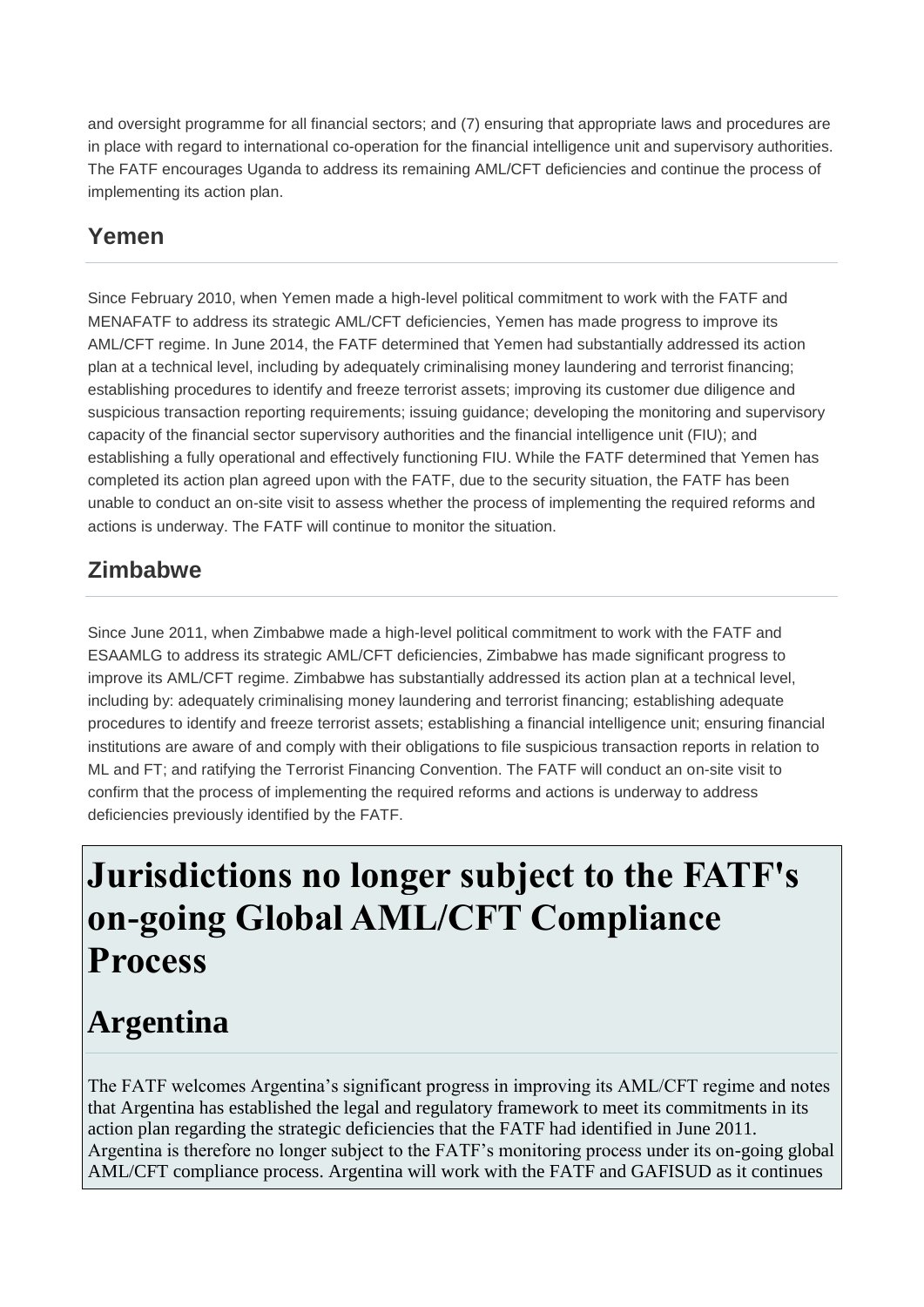and oversight programme for all financial sectors; and (7) ensuring that appropriate laws and procedures are in place with regard to international co-operation for the financial intelligence unit and supervisory authorities. The FATF encourages Uganda to address its remaining AML/CFT deficiencies and continue the process of implementing its action plan.

## Yemen

Since February 2010, when Yemen made a high-level political commitment to work with the FATF and MENAFATF to address its strategic AML/CFT deficiencies, Yemen has made progress to improve its AML/CFT regime. In June 2014, the FATF determined that Yemen had substantially addressed its action plan at a technical level, including by adequately criminalising money laundering and terrorist financing; establishing procedures to identify and freeze terrorist assets; improving its customer due diligence and suspicious transaction reporting requirements; issuing guidance; developing the monitoring and supervisory capacity of the financial sector supervisory authorities and the financial intelligence unit (FIU); and establishing a fully operational and effectively functioning FIU. While the FATF determined that Yemen has completed its action plan agreed upon with the FATF, due to the security situation, the FATF has been unable to conduct an on-site visit to assess whether the process of implementing the required reforms and actions is underway. The FATF will continue to monitor the situation.

## Zimbabwe

Since June 2011, when Zimbabwe made a high-level political commitment to work with the FATF and ESAAMLG to address its strategic AML/CFT deficiencies, Zimbabwe has made significant progress to improve its AML/CFT regime. Zimbabwe has substantially addressed its action plan at a technical level, including by: adequately criminalising money laundering and terrorist financing; establishing adequate procedures to identify and freeze terrorist assets; establishing a financial intelligence unit; ensuring financial institutions are aware of and comply with their obligations to file suspicious transaction reports in relation to ML and FT; and ratifying the Terrorist Financing Convention. The FATF will conduct an on-site visit to confirm that the process of implementing the required reforms and actions is underway to address deficiencies previously identified by the FATF.

# Jurisdictions no longer subject to the FATF's on-going Global AML/CFT Compliance Process

## Argentina

The FATF welcomes Argentina's significant progress in improving its AML/CFT regime and notes that Argentina has established the legal and regulatory framework to meet its commitments in its action plan regarding the strategic deficiencies that the FATF had identified in June 2011. Argentina is therefore no longer subject to the FATF's monitoring process under its on-going global AML/CFT compliance process. Argentina will work with the FATF and GAFISUD as it continues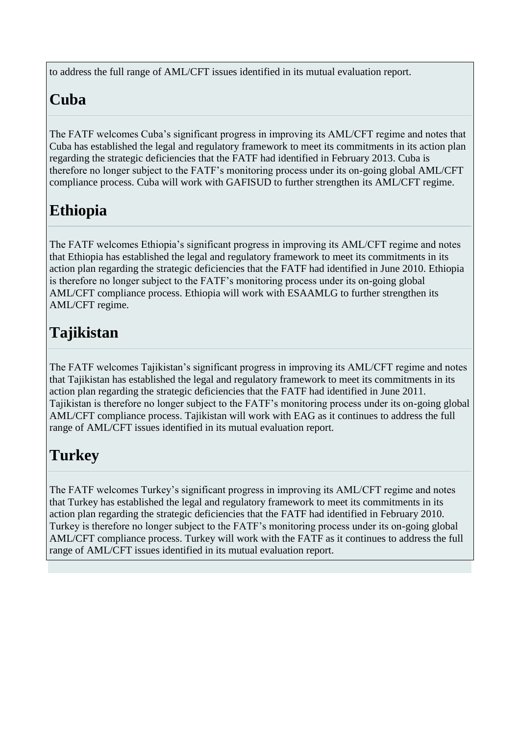to address the full range of AML/CFT issues identified in its mutual evaluation report.

## Cuba

The FATF welcomes Cuba's significant progress in improving its AML/CFT regime and notes that Cuba has established the legal and regulatory framework to meet its commitments in its action plan regarding the strategic deficiencies that the FATF had identified in February 2013. Cuba is therefore no longer subject to the FATF's monitoring process under its on-going global AML/CFT compliance process. Cuba will work with GAFISUD to further strengthen its AML/CFT regime.

## Ethiopia

The FATF welcomes Ethiopia's significant progress in improving its AML/CFT regime and notes that Ethiopia has established the legal and regulatory framework to meet its commitments in its action plan regarding the strategic deficiencies that the FATF had identified in June 2010. Ethiopia is therefore no longer subject to the FATF's monitoring process under its on-going global AML/CFT compliance process. Ethiopia will work with ESAAMLG to further strengthen its AML/CFT regime.

## Tajikistan

The FATF welcomes Tajikistan's significant progress in improving its AML/CFT regime and notes that Tajikistan has established the legal and regulatory framework to meet its commitments in its action plan regarding the strategic deficiencies that the FATF had identified in June 2011. Tajikistan is therefore no longer subject to the FATF's monitoring process under its on-going global AML/CFT compliance process. Tajikistan will work with EAG as it continues to address the full range of AML/CFT issues identified in its mutual evaluation report.

## Turkey

The FATF welcomes Turkey's significant progress in improving its AML/CFT regime and notes that Turkey has established the legal and regulatory framework to meet its commitments in its action plan regarding the strategic deficiencies that the FATF had identified in February 2010. Turkey is therefore no longer subject to the FATF's monitoring process under its on-going global AML/CFT compliance process. Turkey will work with the FATF as it continues to address the full range of AML/CFT issues identified in its mutual evaluation report.